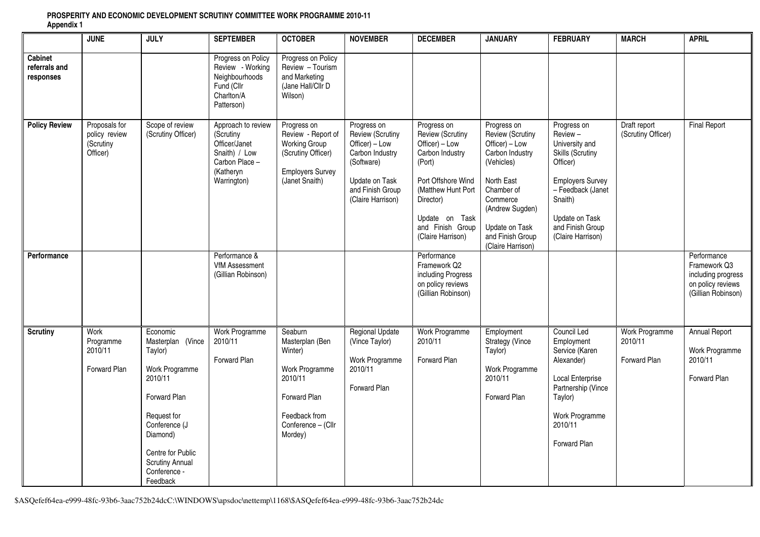**PROSPERITY AND ECONOMIC DEVELOPMENT SCRUTINY COMMITTEE WORK PROGRAMME 2010-11**
**Appendix 1**

| | JUNE | JULY | SEPTEMBER | OCTOBER | NOVEMBER | DECEMBER | JANUARY | FEBRUARY | MARCH | APRIL |
|---|---|---|---|---|---|---|---|---|---|---|
| **Cabinet referrals and responses** | | | Progress on Policy Review - Working Neighbourhoods Fund (Cllr Charlton/A Patterson) | Progress on Policy Review – Tourism and Marketing (Jane Hall/Cllr D Wilson) | | | | | | |
| **Policy Review** | Proposals for policy review (Scrutiny Officer) | Scope of review (Scrutiny Officer) | Approach to review (Scrutiny Officer/Janet Snaith) / Low Carbon Place – (Katheryn Warrington) | Progress on Review - Report of Working Group (Scrutiny Officer)<br><br>Employers Survey (Janet Snaith) | Progress on Review (Scrutiny Officer) – Low Carbon Industry (Software)<br><br>Update on Task and Finish Group (Claire Harrison) | Progress on Review (Scrutiny Officer) – Low Carbon Industry (Port)<br><br>Port Offshore Wind (Matthew Hunt Port Director)<br><br>Update on Task and Finish Group (Claire Harrison) | Progress on Review (Scrutiny Officer) – Low Carbon Industry (Vehicles)<br><br>North East Chamber of Commerce (Andrew Sugden)<br><br>Update on Task and Finish Group (Claire Harrison) | Progress on Review – University and Skills (Scrutiny Officer)<br><br>Employers Survey – Feedback (Janet Snaith)<br><br>Update on Task and Finish Group (Claire Harrison) | Draft report (Scrutiny Officer) | Final Report |
| **Performance** | | | Performance & VfM Assessment (Gillian Robinson) | | | Performance Framework Q2 including Progress on policy reviews (Gillian Robinson) | | | | Performance Framework Q3 including progress on policy reviews (Gillian Robinson) |
| **Scrutiny** | Work Programme 2010/11<br><br>Forward Plan | Economic Masterplan (Vince Taylor)<br><br>Work Programme 2010/11<br><br>Forward Plan<br><br>Request for Conference (J Diamond)<br><br>Centre for Public Scrutiny Annual Conference - Feedback | Work Programme 2010/11<br><br>Forward Plan | Seaburn Masterplan (Ben Winter)<br><br>Work Programme 2010/11<br><br>Forward Plan<br><br>Feedback from Conference – (Cllr Mordey) | Regional Update (Vince Taylor)<br><br>Work Programme 2010/11<br><br>Forward Plan | Work Programme 2010/11<br><br>Forward Plan | Employment Strategy (Vince Taylor)<br><br>Work Programme 2010/11<br><br>Forward Plan | Council Led Employment Service (Karen Alexander)<br><br>Local Enterprise Partnership (Vince Taylor)<br><br>Work Programme 2010/11<br><br>Forward Plan | Work Programme 2010/11<br><br>Forward Plan | Annual Report<br><br>Work Programme 2010/11<br><br>Forward Plan |

$ASQefef64ea-e999-48fc-93b6-3aac752b24dcC:\WINDOWS\apsdoc\nettemp\1168\$ASQefef64ea-e999-48fc-93b6-3aac752b24dc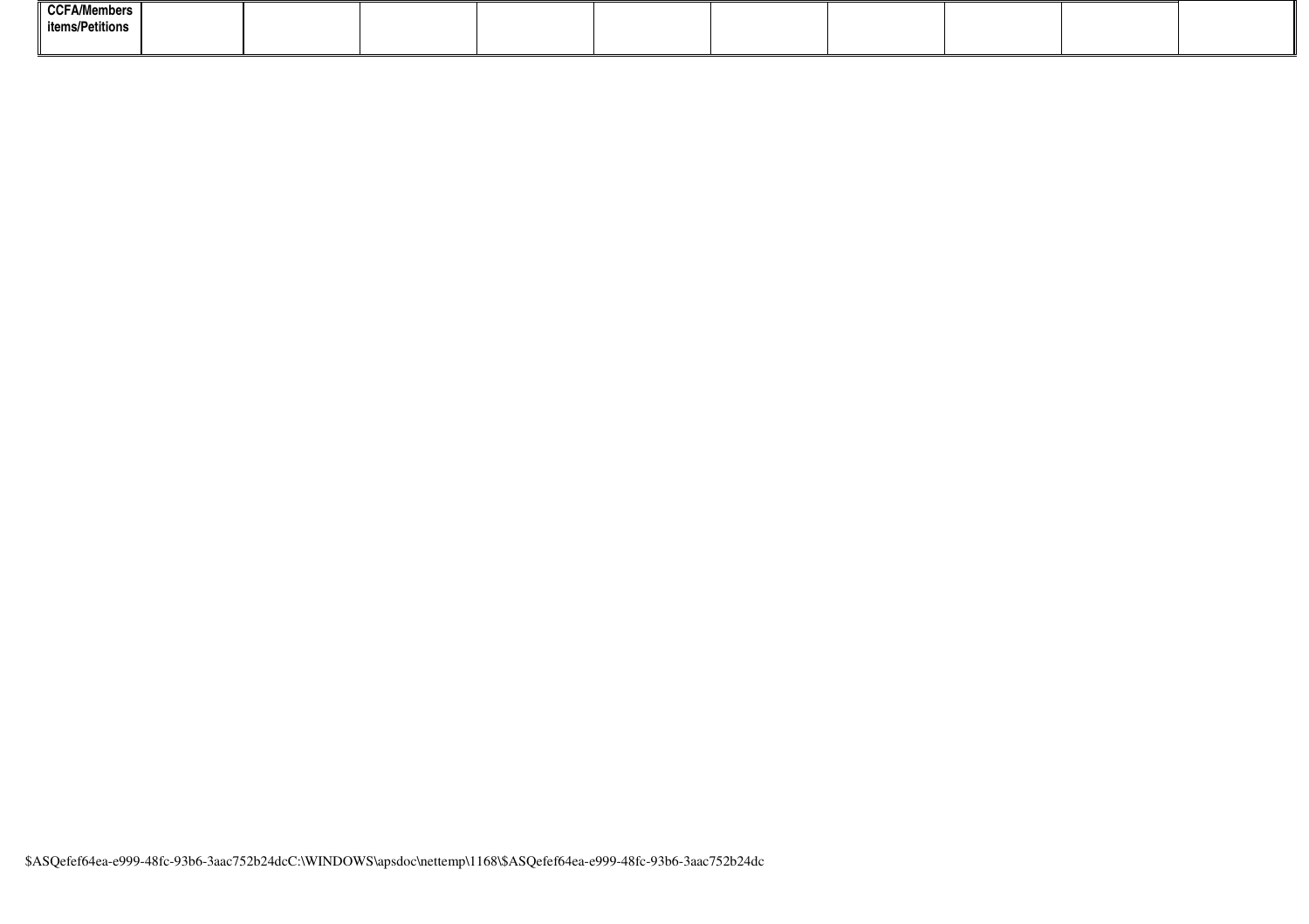| | | | | | | | | | | |
|---|---|---|---|---|---|---|---|---|---|---|
| **CCFA/Members items/Petitions** | | | | | | | | | | |